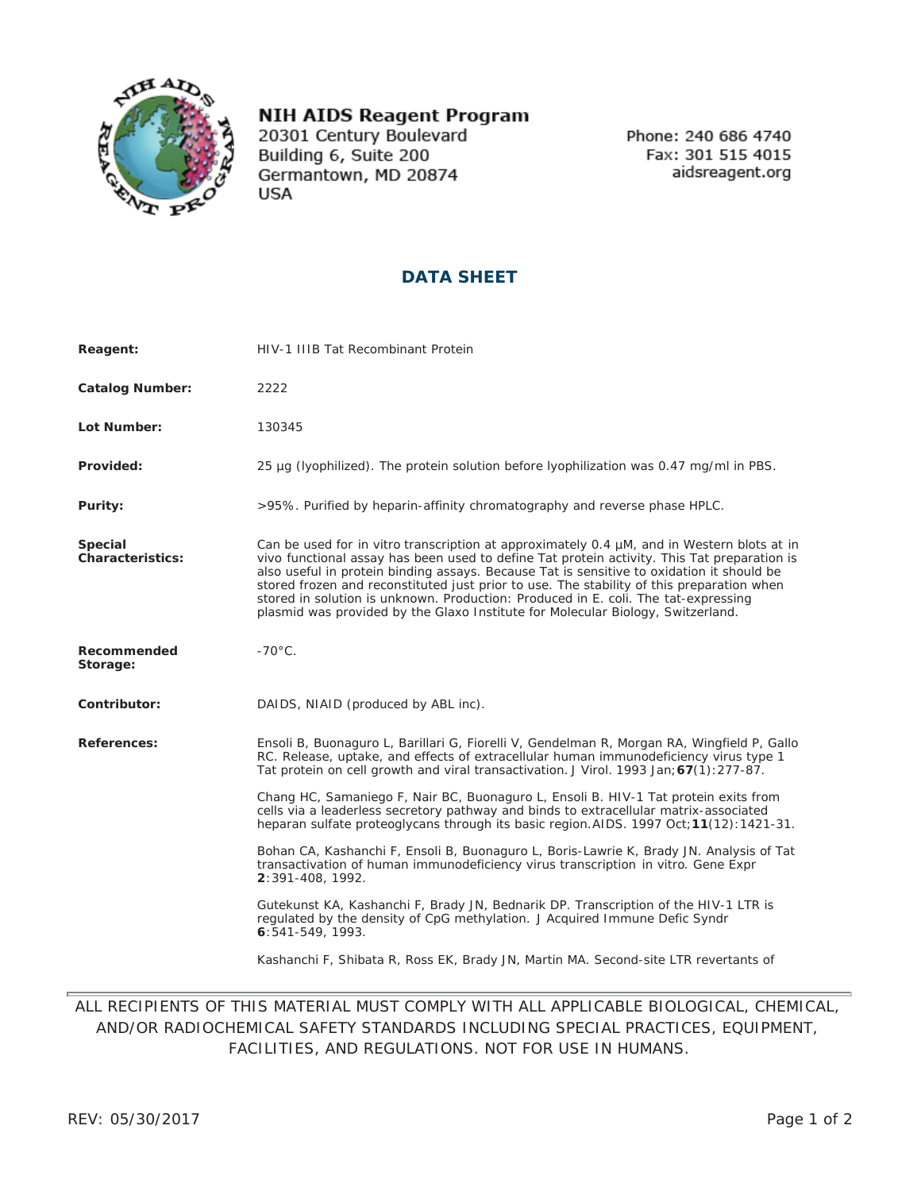**NIH AIDS Reagent Program**
20301 Century Boulevard
Building 6, Suite 200
Germantown, MD 20874
USA

Phone: 240 686 4740
Fax: 301 515 4015
aidsreagent.org

## DATA SHEET

**Reagent:** HIV-1 IIIB Tat Recombinant Protein

**Catalog Number:** 2222

**Lot Number:** 130345

**Provided:** 25 µg (lyophilized). The protein solution before lyophilization was 0.47 mg/ml in PBS.

**Purity:** >95%. Purified by heparin-affinity chromatography and reverse phase HPLC.

**Special Characteristics:** Can be used for in vitro transcription at approximately 0.4 µM, and in Western blots at in vivo functional assay has been used to define Tat protein activity. This Tat preparation is also useful in protein binding assays. Because Tat is sensitive to oxidation it should be stored frozen and reconstituted just prior to use. The stability of this preparation when stored in solution is unknown. Production: Produced in E. coli. The tat-expressing plasmid was provided by the Glaxo Institute for Molecular Biology, Switzerland.

**Recommended Storage:** -70°C.

**Contributor:** DAIDS, NIAID (produced by ABL inc).

**References:**

Ensoli B, Buonaguro L, Barillari G, Fiorelli V, Gendelman R, Morgan RA, Wingfield P, Gallo RC. Release, uptake, and effects of extracellular human immunodeficiency virus type 1 Tat protein on cell growth and viral transactivation. J Virol. 1993 Jan;**67**(1):277-87.

Chang HC, Samaniego F, Nair BC, Buonaguro L, Ensoli B. HIV-1 Tat protein exits from cells via a leaderless secretory pathway and binds to extracellular matrix-associated heparan sulfate proteoglycans through its basic region.AIDS. 1997 Oct;**11**(12):1421-31.

Bohan CA, Kashanchi F, Ensoli B, Buonaguro L, Boris-Lawrie K, Brady JN. Analysis of Tat transactivation of human immunodeficiency virus transcription in vitro. Gene Expr **2**:391-408, 1992.

Gutekunst KA, Kashanchi F, Brady JN, Bednarik DP. Transcription of the HIV-1 LTR is regulated by the density of CpG methylation. J Acquired Immune Defic Syndr **6**:541-549, 1993.

Kashanchi F, Shibata R, Ross EK, Brady JN, Martin MA. Second-site LTR revertants of

ALL RECIPIENTS OF THIS MATERIAL MUST COMPLY WITH ALL APPLICABLE BIOLOGICAL, CHEMICAL, AND/OR RADIOCHEMICAL SAFETY STANDARDS INCLUDING SPECIAL PRACTICES, EQUIPMENT, FACILITIES, AND REGULATIONS. NOT FOR USE IN HUMANS.

REV: 05/30/2017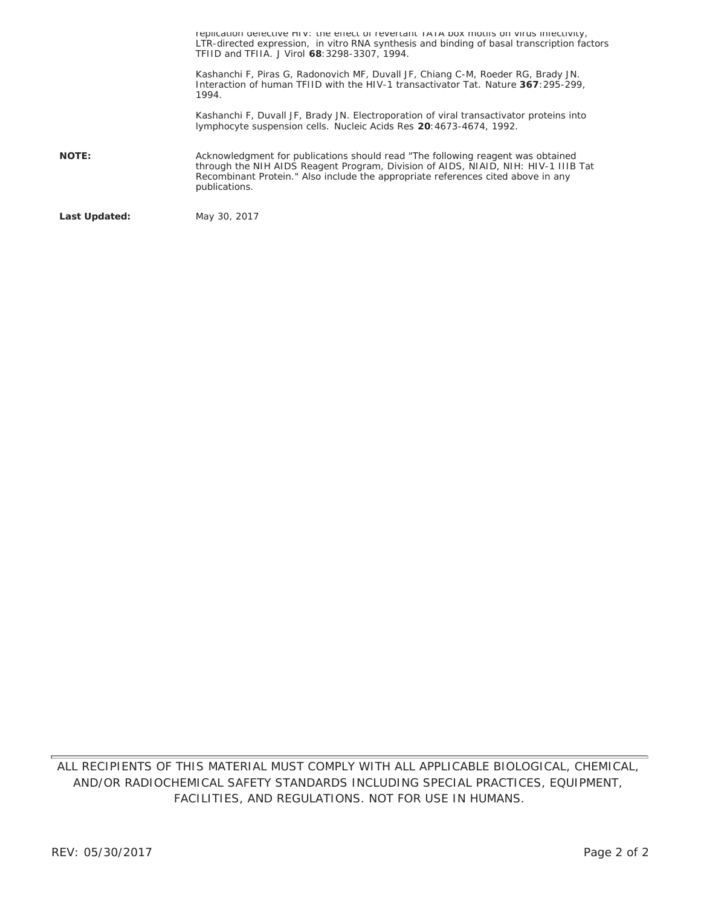replication defective HIV: the effect of revertant TATA box motifs on virus infectivity, LTR-directed expression, in vitro RNA synthesis and binding of basal transcription factors TFIID and TFIIA. J Virol **68**:3298-3307, 1994.

Kashanchi F, Piras G, Radonovich MF, Duvall JF, Chiang C-M, Roeder RG, Brady JN. Interaction of human TFIID with the HIV-1 transactivator Tat. Nature **367**:295-299, 1994.

Kashanchi F, Duvall JF, Brady JN. Electroporation of viral transactivator proteins into lymphocyte suspension cells. Nucleic Acids Res **20**:4673-4674, 1992.

**NOTE:** Acknowledgment for publications should read "The following reagent was obtained through the NIH AIDS Reagent Program, Division of AIDS, NIAID, NIH: HIV-1 IIIB Tat Recombinant Protein." Also include the appropriate references cited above in any publications.

**Last Updated:** May 30, 2017

ALL RECIPIENTS OF THIS MATERIAL MUST COMPLY WITH ALL APPLICABLE BIOLOGICAL, CHEMICAL, AND/OR RADIOCHEMICAL SAFETY STANDARDS INCLUDING SPECIAL PRACTICES, EQUIPMENT, FACILITIES, AND REGULATIONS. NOT FOR USE IN HUMANS.

REV: 05/30/2017